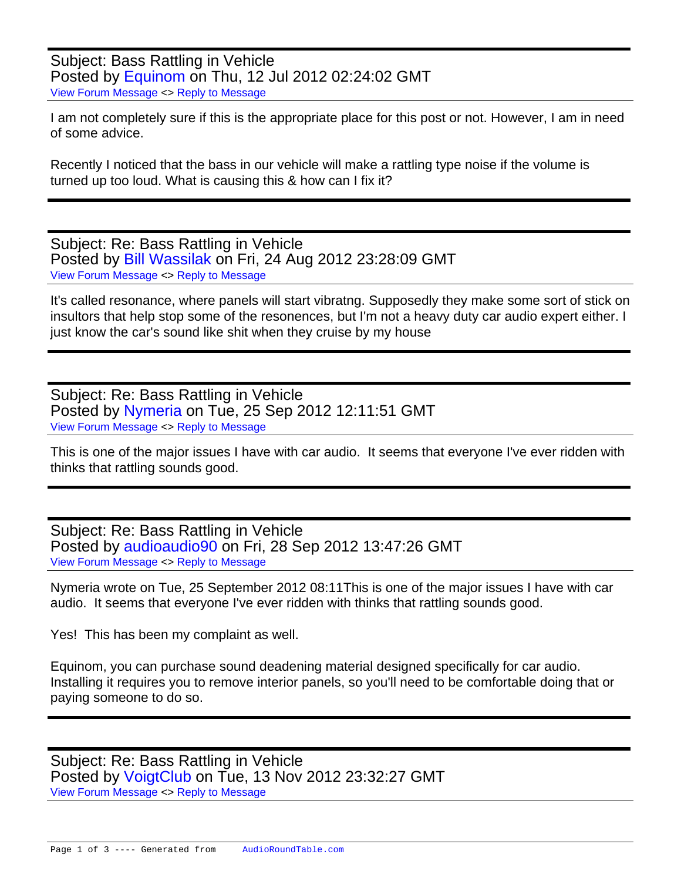Subject: Bass Rattling in Vehicle
Posted by Equinom on Thu, 12 Jul 2012 02:24:02 GMT
View Forum Message <> Reply to Message

I am not completely sure if this is the appropriate place for this post or not. However, I am in need of some advice.

Recently I noticed that the bass in our vehicle will make a rattling type noise if the volume is turned up too loud. What is causing this & how can I fix it?

---

Subject: Re: Bass Rattling in Vehicle
Posted by Bill Wassilak on Fri, 24 Aug 2012 23:28:09 GMT
View Forum Message <> Reply to Message

It's called resonance, where panels will start vibratng. Supposedly they make some sort of stick on insultors that help stop some of the resonences, but I'm not a heavy duty car audio expert either. I just know the car's sound like shit when they cruise by my house

---

Subject: Re: Bass Rattling in Vehicle
Posted by Nymeria on Tue, 25 Sep 2012 12:11:51 GMT
View Forum Message <> Reply to Message

This is one of the major issues I have with car audio.  It seems that everyone I've ever ridden with thinks that rattling sounds good.

---

Subject: Re: Bass Rattling in Vehicle
Posted by audioaudio90 on Fri, 28 Sep 2012 13:47:26 GMT
View Forum Message <> Reply to Message

Nymeria wrote on Tue, 25 September 2012 08:11This is one of the major issues I have with car audio.  It seems that everyone I've ever ridden with thinks that rattling sounds good.

Yes!  This has been my complaint as well.

Equinom, you can purchase sound deadening material designed specifically for car audio. Installing it requires you to remove interior panels, so you'll need to be comfortable doing that or paying someone to do so.

---

Subject: Re: Bass Rattling in Vehicle
Posted by VoigtClub on Tue, 13 Nov 2012 23:32:27 GMT
View Forum Message <> Reply to Message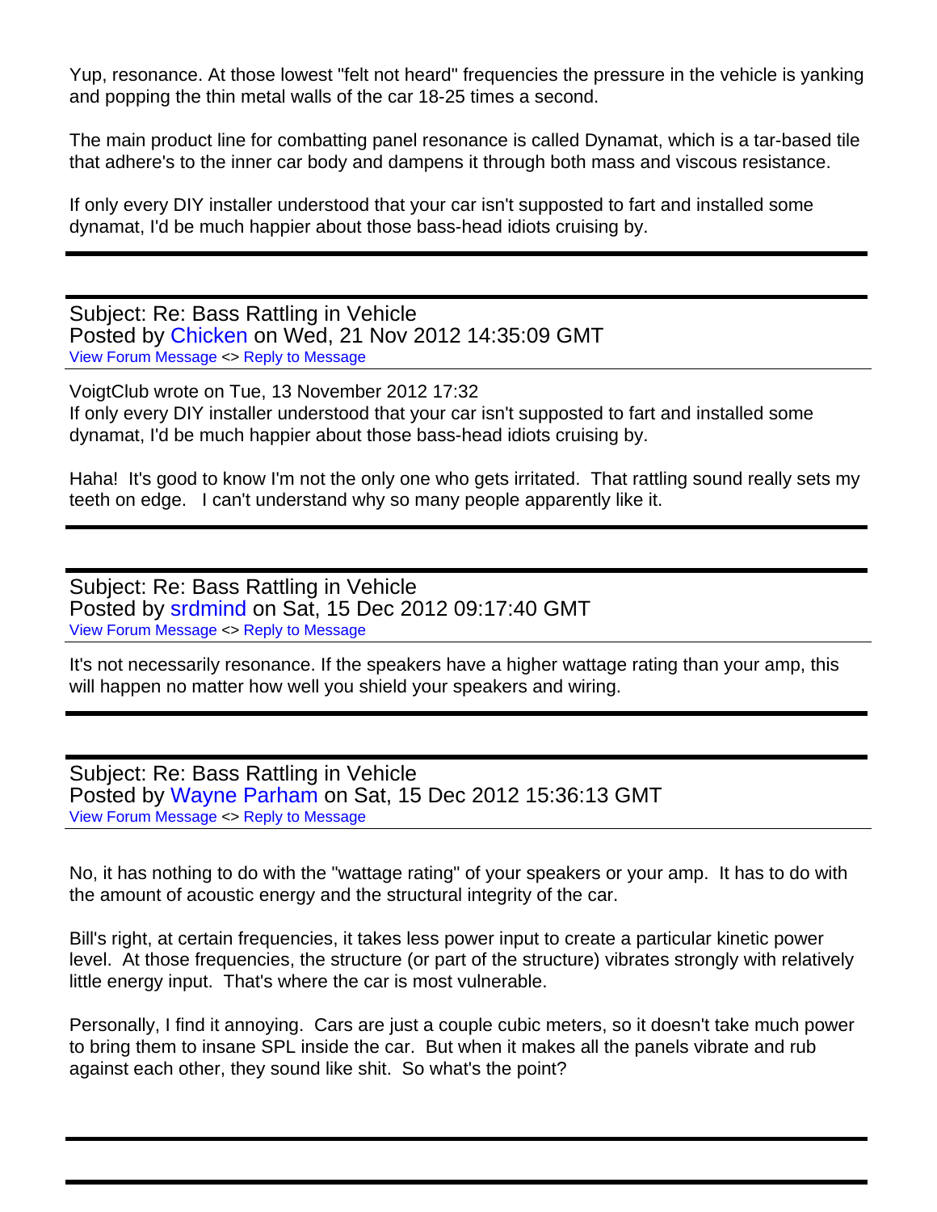Yup, resonance. At those lowest "felt not heard" frequencies the pressure in the vehicle is yanking and popping the thin metal walls of the car 18-25 times a second.

The main product line for combatting panel resonance is called Dynamat, which is a tar-based tile that adhere's to the inner car body and dampens it through both mass and viscous resistance.

If only every DIY installer understood that your car isn't supposted to fart and installed some dynamat, I'd be much happier about those bass-head idiots cruising by.

---

Subject: Re: Bass Rattling in Vehicle
Posted by Chicken on Wed, 21 Nov 2012 14:35:09 GMT
View Forum Message <> Reply to Message

VoigtClub wrote on Tue, 13 November 2012 17:32
If only every DIY installer understood that your car isn't supposted to fart and installed some dynamat, I'd be much happier about those bass-head idiots cruising by.

Haha! It's good to know I'm not the only one who gets irritated. That rattling sound really sets my teeth on edge. I can't understand why so many people apparently like it.

---

Subject: Re: Bass Rattling in Vehicle
Posted by srdmind on Sat, 15 Dec 2012 09:17:40 GMT
View Forum Message <> Reply to Message

It's not necessarily resonance. If the speakers have a higher wattage rating than your amp, this will happen no matter how well you shield your speakers and wiring.

---

Subject: Re: Bass Rattling in Vehicle
Posted by Wayne Parham on Sat, 15 Dec 2012 15:36:13 GMT
View Forum Message <> Reply to Message

No, it has nothing to do with the "wattage rating" of your speakers or your amp. It has to do with the amount of acoustic energy and the structural integrity of the car.

Bill's right, at certain frequencies, it takes less power input to create a particular kinetic power level. At those frequencies, the structure (or part of the structure) vibrates strongly with relatively little energy input. That's where the car is most vulnerable.

Personally, I find it annoying. Cars are just a couple cubic meters, so it doesn't take much power to bring them to insane SPL inside the car. But when it makes all the panels vibrate and rub against each other, they sound like shit. So what's the point?

---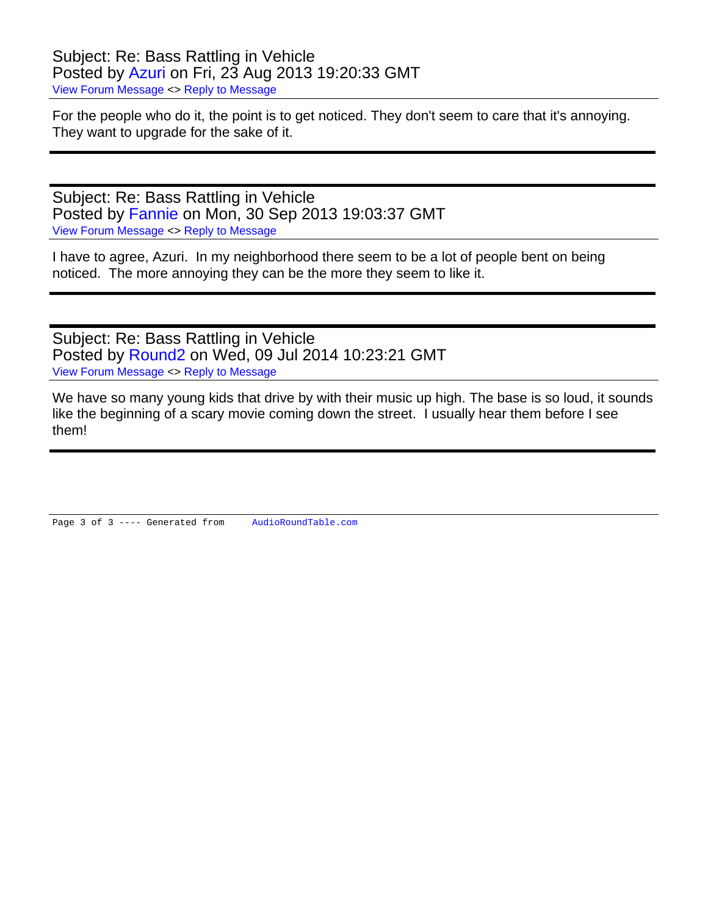Subject: Re: Bass Rattling in Vehicle
Posted by Azuri on Fri, 23 Aug 2013 19:20:33 GMT
View Forum Message <> Reply to Message

For the people who do it, the point is to get noticed. They don't seem to care that it's annoying. They want to upgrade for the sake of it.

---

Subject: Re: Bass Rattling in Vehicle
Posted by Fannie on Mon, 30 Sep 2013 19:03:37 GMT
View Forum Message <> Reply to Message

I have to agree, Azuri. In my neighborhood there seem to be a lot of people bent on being noticed. The more annoying they can be the more they seem to like it.

---

Subject: Re: Bass Rattling in Vehicle
Posted by Round2 on Wed, 09 Jul 2014 10:23:21 GMT
View Forum Message <> Reply to Message

We have so many young kids that drive by with their music up high. The base is so loud, it sounds like the beginning of a scary movie coming down the street. I usually hear them before I see them!